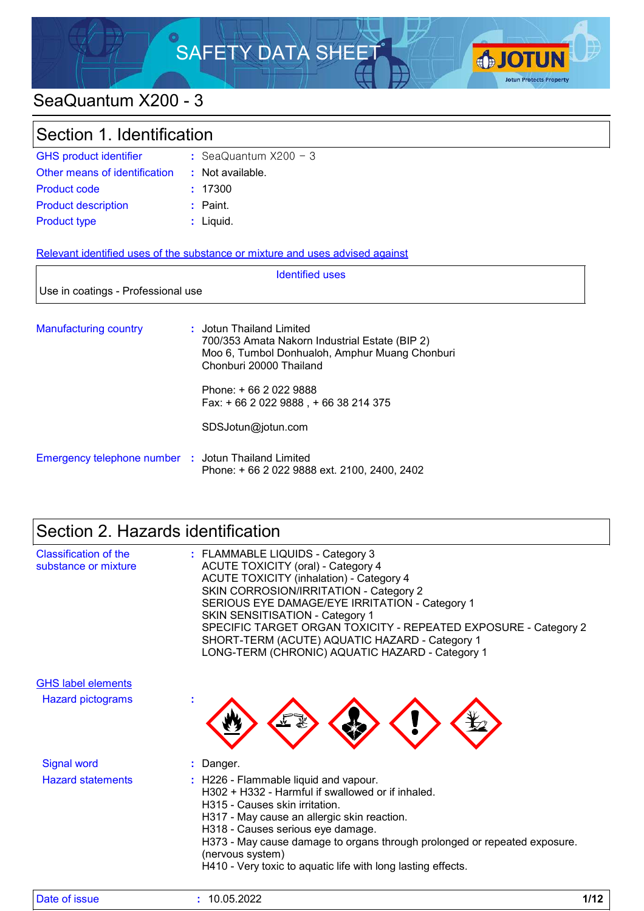# SAFETY DATA SHEET

## SeaQuantum X200 - 3

## Section 1. Identification

| | | |
|---|---|---|
| GHS product identifier | : | SeaQuantum X200 – 3 |
| Other means of identification | : | Not available. |
| Product code | : | 17300 |
| Product description | : | Paint. |
| Product type | : | Liquid. |

**Relevant identified uses of the substance or mixture and uses advised against**

| Identified uses |
|---|
| Use in coatings - Professional use |

**Manufacturing country** : Jotun Thailand Limited
700/353 Amata Nakorn Industrial Estate (BIP 2)
Moo 6, Tumbol Donhualoh, Amphur Muang Chonburi
Chonburi 20000 Thailand

Phone: + 66 2 022 9888
Fax: + 66 2 022 9888 , + 66 38 214 375

SDSJotun@jotun.com

**Emergency telephone number** : Jotun Thailand Limited
Phone: + 66 2 022 9888 ext. 2100, 2400, 2402

## Section 2. Hazards identification

**Classification of the substance or mixture** :
FLAMMABLE LIQUIDS - Category 3
ACUTE TOXICITY (oral) - Category 4
ACUTE TOXICITY (inhalation) - Category 4
SKIN CORROSION/IRRITATION - Category 2
SERIOUS EYE DAMAGE/EYE IRRITATION - Category 1
SKIN SENSITISATION - Category 1
SPECIFIC TARGET ORGAN TOXICITY - REPEATED EXPOSURE - Category 2
SHORT-TERM (ACUTE) AQUATIC HAZARD - Category 1
LONG-TERM (CHRONIC) AQUATIC HAZARD - Category 1

**GHS label elements**

**Hazard pictograms** :

**Signal word** : Danger.

**Hazard statements** :
H226 - Flammable liquid and vapour.
H302 + H332 - Harmful if swallowed or if inhaled.
H315 - Causes skin irritation.
H317 - May cause an allergic skin reaction.
H318 - Causes serious eye damage.
H373 - May cause damage to organs through prolonged or repeated exposure. (nervous system)
H410 - Very toxic to aquatic life with long lasting effects.

Date of issue : 10.05.2022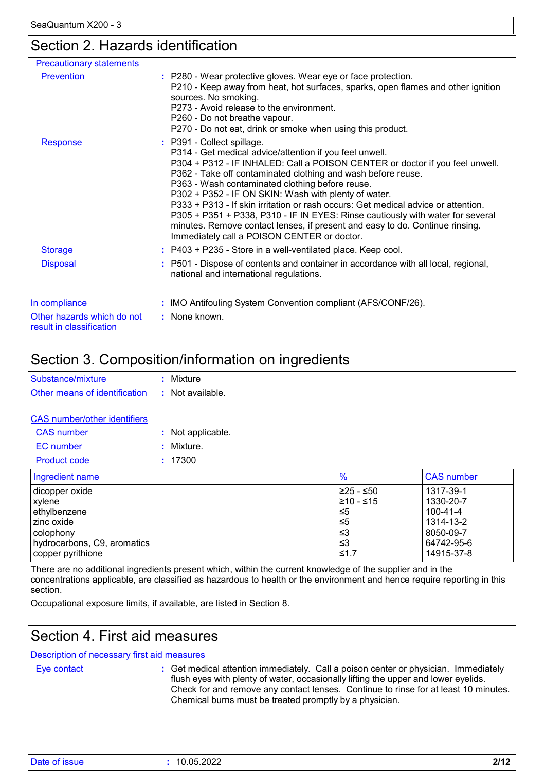## Section 2. Hazards identification

**Precautionary statements**

**Prevention** : P280 - Wear protective gloves. Wear eye or face protection.
P210 - Keep away from heat, hot surfaces, sparks, open flames and other ignition sources. No smoking.
P273 - Avoid release to the environment.
P260 - Do not breathe vapour.
P270 - Do not eat, drink or smoke when using this product.

**Response** : P391 - Collect spillage.
P314 - Get medical advice/attention if you feel unwell.
P304 + P312 - IF INHALED: Call a POISON CENTER or doctor if you feel unwell.
P362 - Take off contaminated clothing and wash before reuse.
P363 - Wash contaminated clothing before reuse.
P302 + P352 - IF ON SKIN: Wash with plenty of water.
P333 + P313 - If skin irritation or rash occurs: Get medical advice or attention.
P305 + P351 + P338, P310 - IF IN EYES: Rinse cautiously with water for several minutes. Remove contact lenses, if present and easy to do. Continue rinsing. Immediately call a POISON CENTER or doctor.

**Storage** : P403 + P235 - Store in a well-ventilated place. Keep cool.

**Disposal** : P501 - Dispose of contents and container in accordance with all local, regional, national and international regulations.

**In compliance** : IMO Antifouling System Convention compliant (AFS/CONF/26).

**Other hazards which do not result in classification** : None known.

## Section 3. Composition/information on ingredients

**Substance/mixture** : Mixture

**Other means of identification** : Not available.

**CAS number/other identifiers**

**CAS number** : Not applicable.

**EC number** : Mixture.

**Product code** : 17300

| Ingredient name | % | CAS number |
|---|---|---|
| dicopper oxide | ≥25 - ≤50 | 1317-39-1 |
| xylene | ≥10 - ≤15 | 1330-20-7 |
| ethylbenzene | ≤5 | 100-41-4 |
| zinc oxide | ≤5 | 1314-13-2 |
| colophony | ≤3 | 8050-09-7 |
| hydrocarbons, C9, aromatics | ≤3 | 64742-95-6 |
| copper pyrithione | ≤1.7 | 14915-37-8 |

There are no additional ingredients present which, within the current knowledge of the supplier and in the concentrations applicable, are classified as hazardous to health or the environment and hence require reporting in this section.

Occupational exposure limits, if available, are listed in Section 8.

## Section 4. First aid measures

**Description of necessary first aid measures**

**Eye contact** : Get medical attention immediately. Call a poison center or physician. Immediately flush eyes with plenty of water, occasionally lifting the upper and lower eyelids. Check for and remove any contact lenses. Continue to rinse for at least 10 minutes. Chemical burns must be treated promptly by a physician.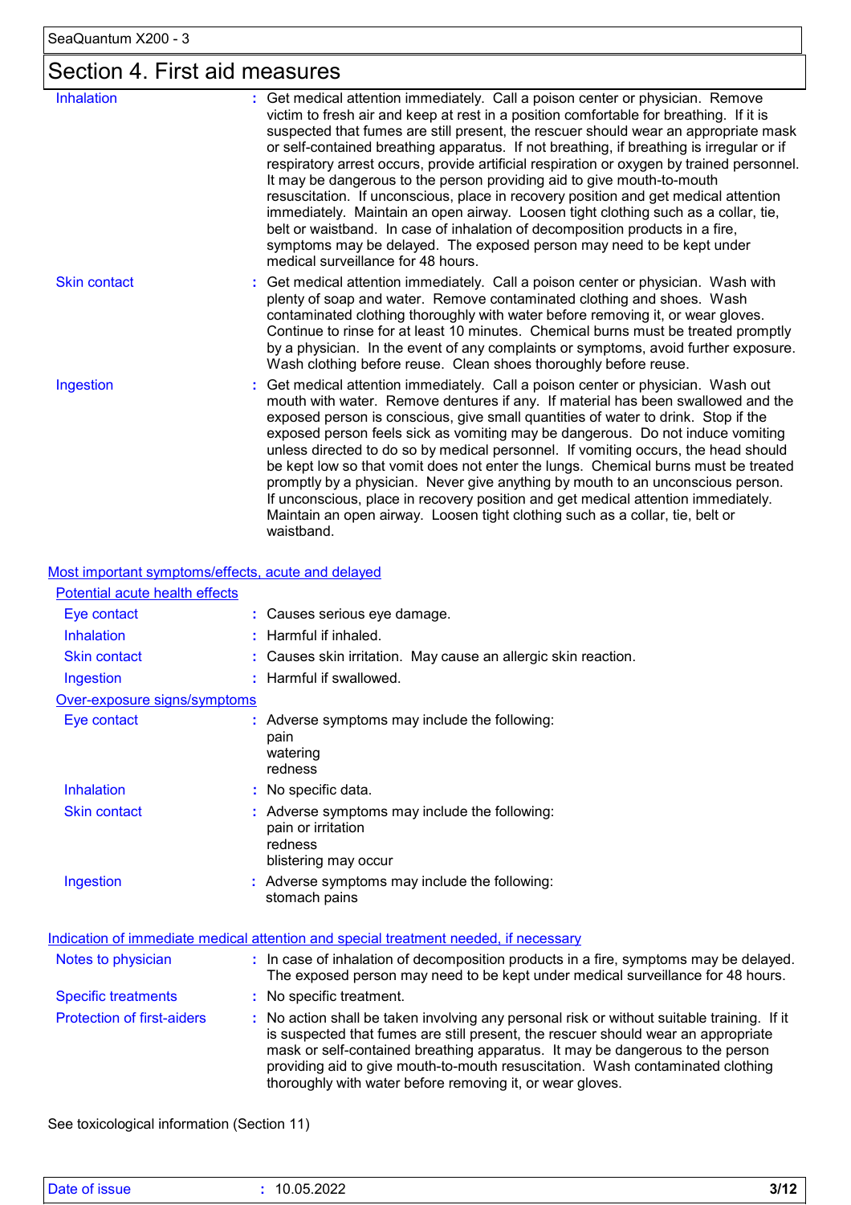## Section 4. First aid measures

| | | |
|---|---|---|
| Inhalation | : | Get medical attention immediately. Call a poison center or physician. Remove victim to fresh air and keep at rest in a position comfortable for breathing. If it is suspected that fumes are still present, the rescuer should wear an appropriate mask or self-contained breathing apparatus. If not breathing, if breathing is irregular or if respiratory arrest occurs, provide artificial respiration or oxygen by trained personnel. It may be dangerous to the person providing aid to give mouth-to-mouth resuscitation. If unconscious, place in recovery position and get medical attention immediately. Maintain an open airway. Loosen tight clothing such as a collar, tie, belt or waistband. In case of inhalation of decomposition products in a fire, symptoms may be delayed. The exposed person may need to be kept under medical surveillance for 48 hours. |
| Skin contact | : | Get medical attention immediately. Call a poison center or physician. Wash with plenty of soap and water. Remove contaminated clothing and shoes. Wash contaminated clothing thoroughly with water before removing it, or wear gloves. Continue to rinse for at least 10 minutes. Chemical burns must be treated promptly by a physician. In the event of any complaints or symptoms, avoid further exposure. Wash clothing before reuse. Clean shoes thoroughly before reuse. |
| Ingestion | : | Get medical attention immediately. Call a poison center or physician. Wash out mouth with water. Remove dentures if any. If material has been swallowed and the exposed person is conscious, give small quantities of water to drink. Stop if the exposed person feels sick as vomiting may be dangerous. Do not induce vomiting unless directed to do so by medical personnel. If vomiting occurs, the head should be kept low so that vomit does not enter the lungs. Chemical burns must be treated promptly by a physician. Never give anything by mouth to an unconscious person. If unconscious, place in recovery position and get medical attention immediately. Maintain an open airway. Loosen tight clothing such as a collar, tie, belt or waistband. |

### Most important symptoms/effects, acute and delayed

**Potential acute health effects**

| | | |
|---|---|---|
| Eye contact | : | Causes serious eye damage. |
| Inhalation | : | Harmful if inhaled. |
| Skin contact | : | Causes skin irritation. May cause an allergic skin reaction. |
| Ingestion | : | Harmful if swallowed. |

**Over-exposure signs/symptoms**

| | | |
|---|---|---|
| Eye contact | : | Adverse symptoms may include the following:<br>pain<br>watering<br>redness |
| Inhalation | : | No specific data. |
| Skin contact | : | Adverse symptoms may include the following:<br>pain or irritation<br>redness<br>blistering may occur |
| Ingestion | : | Adverse symptoms may include the following:<br>stomach pains |

### Indication of immediate medical attention and special treatment needed, if necessary

| | | |
|---|---|---|
| Notes to physician | : | In case of inhalation of decomposition products in a fire, symptoms may be delayed. The exposed person may need to be kept under medical surveillance for 48 hours. |
| Specific treatments | : | No specific treatment. |
| Protection of first-aiders | : | No action shall be taken involving any personal risk or without suitable training. If it is suspected that fumes are still present, the rescuer should wear an appropriate mask or self-contained breathing apparatus. It may be dangerous to the person providing aid to give mouth-to-mouth resuscitation. Wash contaminated clothing thoroughly with water before removing it, or wear gloves. |

See toxicological information (Section 11)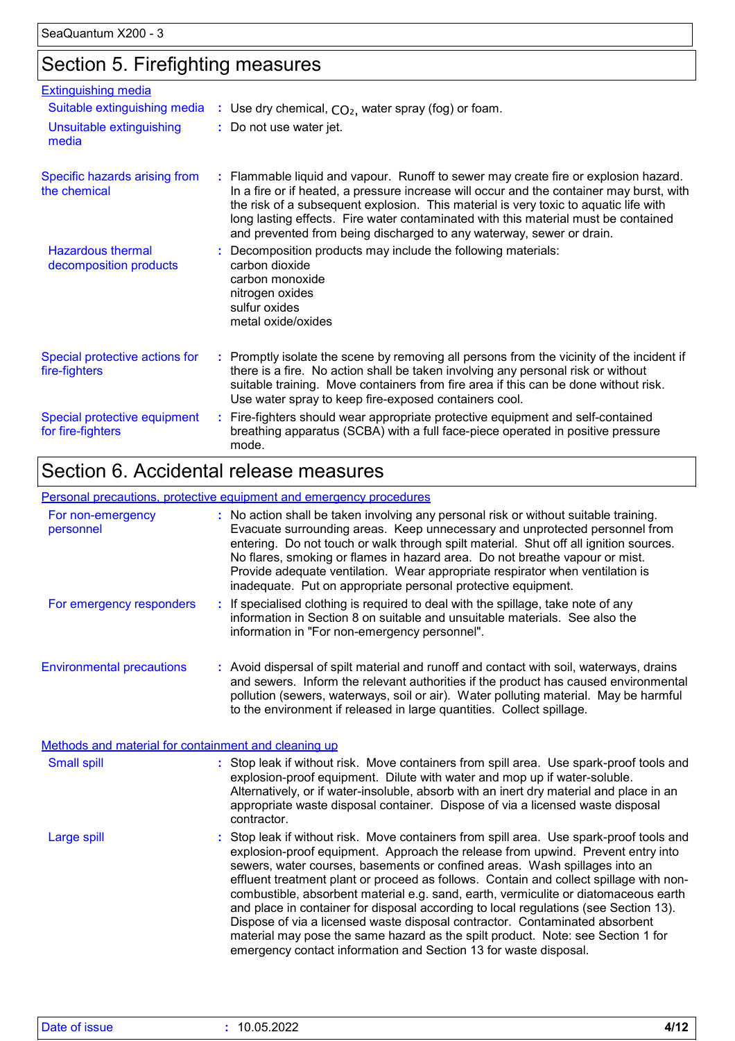## Section 5. Firefighting measures

### Extinguishing media

| | | |
|---|---|---|
| Suitable extinguishing media | : | Use dry chemical, $CO_2$, water spray (fog) or foam. |
| Unsuitable extinguishing media | : | Do not use water jet. |
| Specific hazards arising from the chemical | : | Flammable liquid and vapour. Runoff to sewer may create fire or explosion hazard. In a fire or if heated, a pressure increase will occur and the container may burst, with the risk of a subsequent explosion. This material is very toxic to aquatic life with long lasting effects. Fire water contaminated with this material must be contained and prevented from being discharged to any waterway, sewer or drain. |
| Hazardous thermal decomposition products | : | Decomposition products may include the following materials:<br>carbon dioxide<br>carbon monoxide<br>nitrogen oxides<br>sulfur oxides<br>metal oxide/oxides |
| Special protective actions for fire-fighters | : | Promptly isolate the scene by removing all persons from the vicinity of the incident if there is a fire. No action shall be taken involving any personal risk or without suitable training. Move containers from fire area if this can be done without risk. Use water spray to keep fire-exposed containers cool. |
| Special protective equipment for fire-fighters | : | Fire-fighters should wear appropriate protective equipment and self-contained breathing apparatus (SCBA) with a full face-piece operated in positive pressure mode. |

## Section 6. Accidental release measures

### Personal precautions, protective equipment and emergency procedures

| | | |
|---|---|---|
| For non-emergency personnel | : | No action shall be taken involving any personal risk or without suitable training. Evacuate surrounding areas. Keep unnecessary and unprotected personnel from entering. Do not touch or walk through spilt material. Shut off all ignition sources. No flares, smoking or flames in hazard area. Do not breathe vapour or mist. Provide adequate ventilation. Wear appropriate respirator when ventilation is inadequate. Put on appropriate personal protective equipment. |
| For emergency responders | : | If specialised clothing is required to deal with the spillage, take note of any information in Section 8 on suitable and unsuitable materials. See also the information in "For non-emergency personnel". |
| Environmental precautions | : | Avoid dispersal of spilt material and runoff and contact with soil, waterways, drains and sewers. Inform the relevant authorities if the product has caused environmental pollution (sewers, waterways, soil or air). Water polluting material. May be harmful to the environment if released in large quantities. Collect spillage. |

### Methods and material for containment and cleaning up

| | | |
|---|---|---|
| Small spill | : | Stop leak if without risk. Move containers from spill area. Use spark-proof tools and explosion-proof equipment. Dilute with water and mop up if water-soluble. Alternatively, or if water-insoluble, absorb with an inert dry material and place in an appropriate waste disposal container. Dispose of via a licensed waste disposal contractor. |
| Large spill | : | Stop leak if without risk. Move containers from spill area. Use spark-proof tools and explosion-proof equipment. Approach the release from upwind. Prevent entry into sewers, water courses, basements or confined areas. Wash spillages into an effluent treatment plant or proceed as follows. Contain and collect spillage with non-combustible, absorbent material e.g. sand, earth, vermiculite or diatomaceous earth and place in container for disposal according to local regulations (see Section 13). Dispose of via a licensed waste disposal contractor. Contaminated absorbent material may pose the same hazard as the spilt product. Note: see Section 1 for emergency contact information and Section 13 for waste disposal. |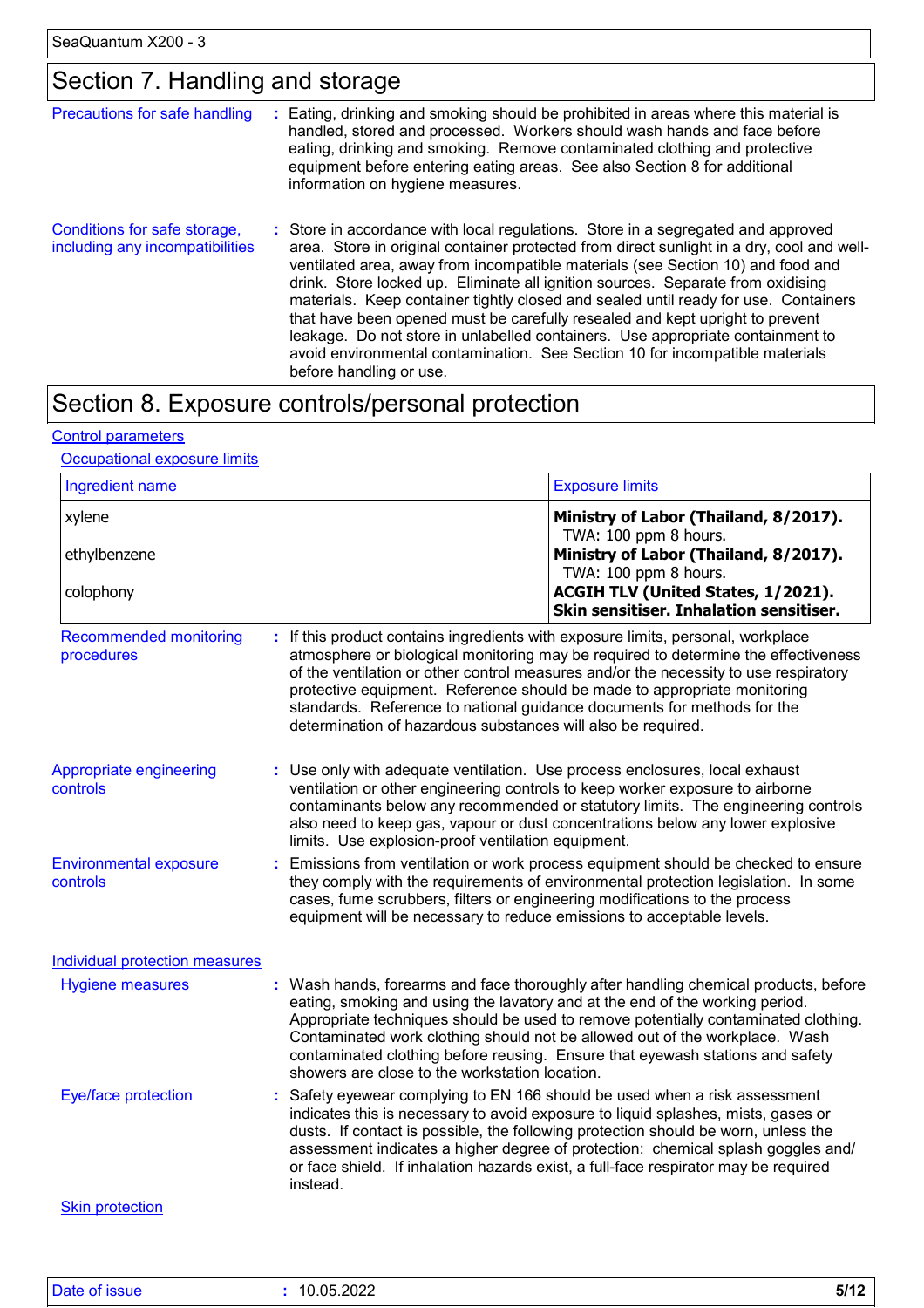## Section 7. Handling and storage

**Precautions for safe handling** : Eating, drinking and smoking should be prohibited in areas where this material is handled, stored and processed. Workers should wash hands and face before eating, drinking and smoking. Remove contaminated clothing and protective equipment before entering eating areas. See also Section 8 for additional information on hygiene measures.

**Conditions for safe storage, including any incompatibilities** : Store in accordance with local regulations. Store in a segregated and approved area. Store in original container protected from direct sunlight in a dry, cool and well-ventilated area, away from incompatible materials (see Section 10) and food and drink. Store locked up. Eliminate all ignition sources. Separate from oxidising materials. Keep container tightly closed and sealed until ready for use. Containers that have been opened must be carefully resealed and kept upright to prevent leakage. Do not store in unlabelled containers. Use appropriate containment to avoid environmental contamination. See Section 10 for incompatible materials before handling or use.

## Section 8. Exposure controls/personal protection

### Control parameters

#### Occupational exposure limits

| Ingredient name | Exposure limits |
|---|---|
| xylene | **Ministry of Labor (Thailand, 8/2017).** TWA: 100 ppm 8 hours. |
| ethylbenzene | **Ministry of Labor (Thailand, 8/2017).** TWA: 100 ppm 8 hours. |
| colophony | **ACGIH TLV (United States, 1/2021). Skin sensitiser. Inhalation sensitiser.** |

**Recommended monitoring procedures** : If this product contains ingredients with exposure limits, personal, workplace atmosphere or biological monitoring may be required to determine the effectiveness of the ventilation or other control measures and/or the necessity to use respiratory protective equipment. Reference should be made to appropriate monitoring standards. Reference to national guidance documents for methods for the determination of hazardous substances will also be required.

**Appropriate engineering controls** : Use only with adequate ventilation. Use process enclosures, local exhaust ventilation or other engineering controls to keep worker exposure to airborne contaminants below any recommended or statutory limits. The engineering controls also need to keep gas, vapour or dust concentrations below any lower explosive limits. Use explosion-proof ventilation equipment.

**Environmental exposure controls** : Emissions from ventilation or work process equipment should be checked to ensure they comply with the requirements of environmental protection legislation. In some cases, fume scrubbers, filters or engineering modifications to the process equipment will be necessary to reduce emissions to acceptable levels.

### Individual protection measures

**Hygiene measures** : Wash hands, forearms and face thoroughly after handling chemical products, before eating, smoking and using the lavatory and at the end of the working period. Appropriate techniques should be used to remove potentially contaminated clothing. Contaminated work clothing should not be allowed out of the workplace. Wash contaminated clothing before reusing. Ensure that eyewash stations and safety showers are close to the workstation location.

**Eye/face protection** : Safety eyewear complying to EN 166 should be used when a risk assessment indicates this is necessary to avoid exposure to liquid splashes, mists, gases or dusts. If contact is possible, the following protection should be worn, unless the assessment indicates a higher degree of protection: chemical splash goggles and/or face shield. If inhalation hazards exist, a full-face respirator may be required instead.

#### Skin protection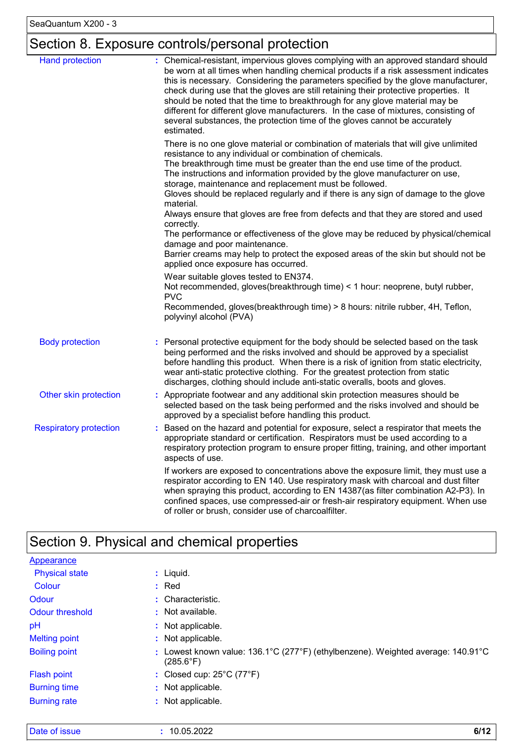## Section 8. Exposure controls/personal protection

**Hand protection** : Chemical-resistant, impervious gloves complying with an approved standard should be worn at all times when handling chemical products if a risk assessment indicates this is necessary. Considering the parameters specified by the glove manufacturer, check during use that the gloves are still retaining their protective properties. It should be noted that the time to breakthrough for any glove material may be different for different glove manufacturers. In the case of mixtures, consisting of several substances, the protection time of the gloves cannot be accurately estimated.

There is no one glove material or combination of materials that will give unlimited resistance to any individual or combination of chemicals.
The breakthrough time must be greater than the end use time of the product.
The instructions and information provided by the glove manufacturer on use, storage, maintenance and replacement must be followed.
Gloves should be replaced regularly and if there is any sign of damage to the glove material.
Always ensure that gloves are free from defects and that they are stored and used correctly.
The performance or effectiveness of the glove may be reduced by physical/chemical damage and poor maintenance.
Barrier creams may help to protect the exposed areas of the skin but should not be applied once exposure has occurred.

Wear suitable gloves tested to EN374.
Not recommended, gloves(breakthrough time) < 1 hour: neoprene, butyl rubber, PVC
Recommended, gloves(breakthrough time) > 8 hours: nitrile rubber, 4H, Teflon, polyvinyl alcohol (PVA)

**Body protection** : Personal protective equipment for the body should be selected based on the task being performed and the risks involved and should be approved by a specialist before handling this product. When there is a risk of ignition from static electricity, wear anti-static protective clothing. For the greatest protection from static discharges, clothing should include anti-static overalls, boots and gloves.

**Other skin protection** : Appropriate footwear and any additional skin protection measures should be selected based on the task being performed and the risks involved and should be approved by a specialist before handling this product.

**Respiratory protection** : Based on the hazard and potential for exposure, select a respirator that meets the appropriate standard or certification. Respirators must be used according to a respiratory protection program to ensure proper fitting, training, and other important aspects of use.

If workers are exposed to concentrations above the exposure limit, they must use a respirator according to EN 140. Use respiratory mask with charcoal and dust filter when spraying this product, according to EN 14387(as filter combination A2-P3). In confined spaces, use compressed-air or fresh-air respiratory equipment. When use of roller or brush, consider use of charcoalfilter.

## Section 9. Physical and chemical properties

**Appearance**

| | |
|---|---|
| Physical state | : Liquid. |
| Colour | : Red |
| Odour | : Characteristic. |
| Odour threshold | : Not available. |
| pH | : Not applicable. |
| Melting point | : Not applicable. |
| Boiling point | : Lowest known value: 136.1°C (277°F) (ethylbenzene). Weighted average: 140.91°C (285.6°F) |
| Flash point | : Closed cup: 25°C (77°F) |
| Burning time | : Not applicable. |
| Burning rate | : Not applicable. |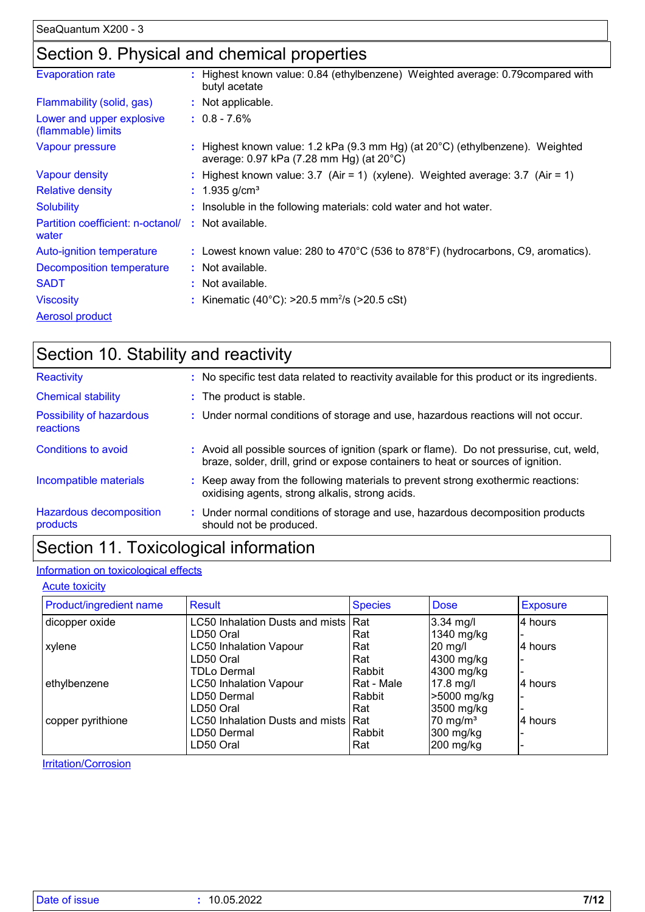## Section 9. Physical and chemical properties

| | | |
|---|---|---|
| Evaporation rate | : | Highest known value: 0.84 (ethylbenzene) Weighted average: 0.79compared with butyl acetate |
| Flammability (solid, gas) | : | Not applicable. |
| Lower and upper explosive (flammable) limits | : | 0.8 - 7.6% |
| Vapour pressure | : | Highest known value: 1.2 kPa (9.3 mm Hg) (at 20°C) (ethylbenzene). Weighted average: 0.97 kPa (7.28 mm Hg) (at 20°C) |
| Vapour density | : | Highest known value: 3.7 (Air = 1) (xylene). Weighted average: 3.7 (Air = 1) |
| Relative density | : | 1.935 g/cm³ |
| Solubility | : | Insoluble in the following materials: cold water and hot water. |
| Partition coefficient: n-octanol/ water | : | Not available. |
| Auto-ignition temperature | : | Lowest known value: 280 to 470°C (536 to 878°F) (hydrocarbons, C9, aromatics). |
| Decomposition temperature | : | Not available. |
| SADT | : | Not available. |
| Viscosity | : | Kinematic (40°C): >20.5 $mm^2/s$ (>20.5 cSt) |

Aerosol product

## Section 10. Stability and reactivity

| | | |
|---|---|---|
| Reactivity | : | No specific test data related to reactivity available for this product or its ingredients. |
| Chemical stability | : | The product is stable. |
| Possibility of hazardous reactions | : | Under normal conditions of storage and use, hazardous reactions will not occur. |
| Conditions to avoid | : | Avoid all possible sources of ignition (spark or flame). Do not pressurise, cut, weld, braze, solder, drill, grind or expose containers to heat or sources of ignition. |
| Incompatible materials | : | Keep away from the following materials to prevent strong exothermic reactions: oxidising agents, strong alkalis, strong acids. |
| Hazardous decomposition products | : | Under normal conditions of storage and use, hazardous decomposition products should not be produced. |

## Section 11. Toxicological information

Information on toxicological effects

Acute toxicity

| Product/ingredient name | Result | Species | Dose | Exposure |
|---|---|---|---|---|
| dicopper oxide | LC50 Inhalation Dusts and mists | Rat | 3.34 mg/l | 4 hours |
| | LD50 Oral | Rat | 1340 mg/kg | - |
| xylene | LC50 Inhalation Vapour | Rat | 20 mg/l | 4 hours |
| | LD50 Oral | Rat | 4300 mg/kg | - |
| | TDLo Dermal | Rabbit | 4300 mg/kg | - |
| ethylbenzene | LC50 Inhalation Vapour | Rat - Male | 17.8 mg/l | 4 hours |
| | LD50 Dermal | Rabbit | >5000 mg/kg | - |
| | LD50 Oral | Rat | 3500 mg/kg | - |
| copper pyrithione | LC50 Inhalation Dusts and mists | Rat | 70 mg/m³ | 4 hours |
| | LD50 Dermal | Rabbit | 300 mg/kg | - |
| | LD50 Oral | Rat | 200 mg/kg | - |

Irritation/Corrosion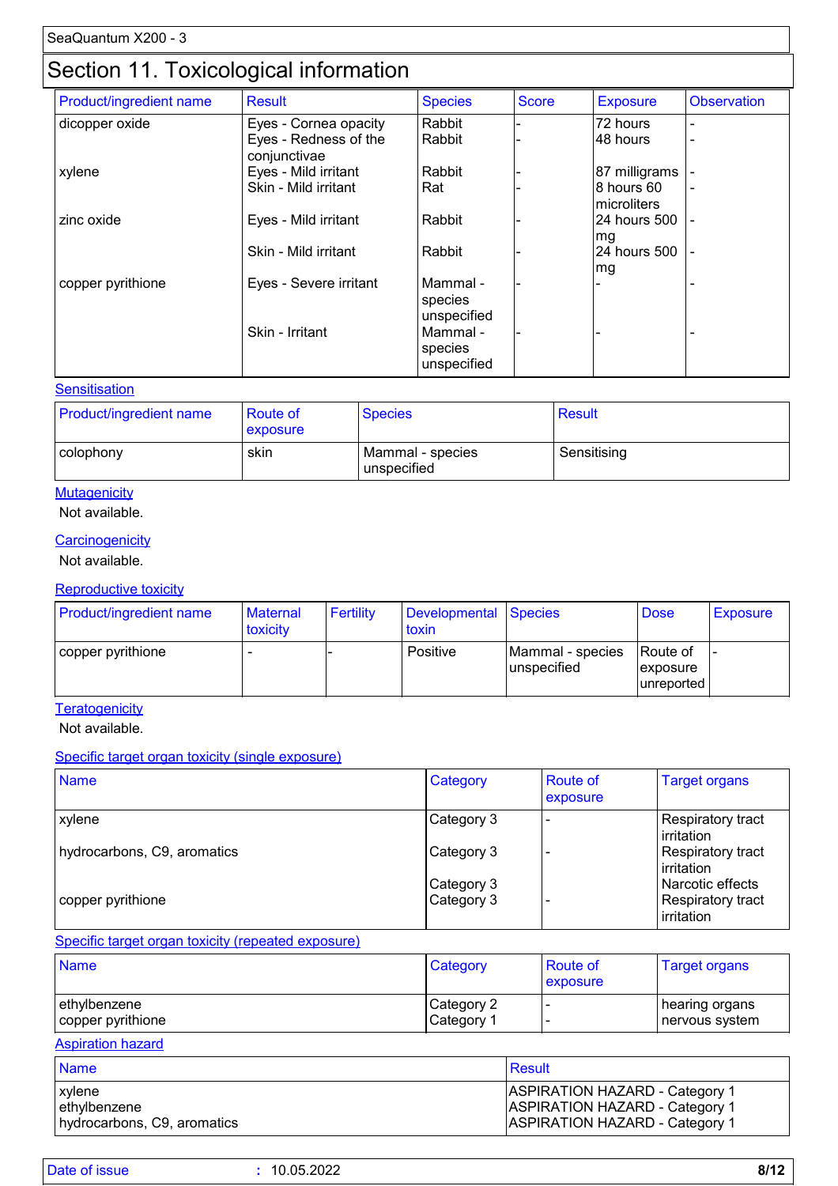# Section 11. Toxicological information

| Product/ingredient name | Result | Species | Score | Exposure | Observation |
|---|---|---|---|---|---|
| dicopper oxide | Eyes - Cornea opacity | Rabbit | - | 72 hours | - |
| | Eyes - Redness of the conjunctivae | Rabbit | - | 48 hours | - |
| xylene | Eyes - Mild irritant | Rabbit | - | 87 milligrams | - |
| | Skin - Mild irritant | Rat | - | 8 hours 60 microliters | - |
| zinc oxide | Eyes - Mild irritant | Rabbit | - | 24 hours 500 mg | - |
| | Skin - Mild irritant | Rabbit | - | 24 hours 500 mg | - |
| copper pyrithione | Eyes - Severe irritant | Mammal - species unspecified | - | - | - |
| | Skin - Irritant | Mammal - species unspecified | - | - | - |

## Sensitisation

| Product/ingredient name | Route of exposure | Species | Result |
|---|---|---|---|
| colophony | skin | Mammal - species unspecified | Sensitising |

## Mutagenicity

Not available.

## Carcinogenicity

Not available.

## Reproductive toxicity

| Product/ingredient name | Maternal toxicity | Fertility | Developmental toxin | Species | Dose | Exposure |
|---|---|---|---|---|---|---|
| copper pyrithione | - | - | Positive | Mammal - species unspecified | Route of exposure unreported | - |

## Teratogenicity

Not available.

## Specific target organ toxicity (single exposure)

| Name | Category | Route of exposure | Target organs |
|---|---|---|---|
| xylene | Category 3 | - | Respiratory tract irritation |
| hydrocarbons, C9, aromatics | Category 3 | - | Respiratory tract irritation |
| | Category 3 | | Narcotic effects |
| copper pyrithione | Category 3 | - | Respiratory tract irritation |

## Specific target organ toxicity (repeated exposure)

| Name | Category | Route of exposure | Target organs |
|---|---|---|---|
| ethylbenzene | Category 2 | - | hearing organs |
| copper pyrithione | Category 1 | - | nervous system |

## Aspiration hazard

| Name | Result |
|---|---|
| xylene | ASPIRATION HAZARD - Category 1 |
| ethylbenzene | ASPIRATION HAZARD - Category 1 |
| hydrocarbons, C9, aromatics | ASPIRATION HAZARD - Category 1 |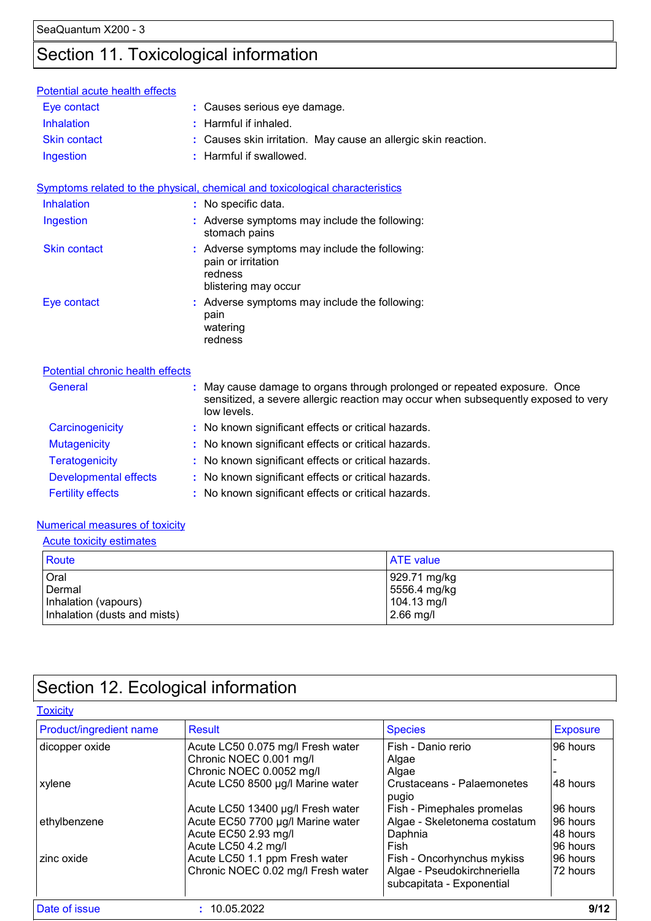# Section 11. Toxicological information

### Potential acute health effects

- **Eye contact** : Causes serious eye damage.
- **Inhalation** : Harmful if inhaled.
- **Skin contact** : Causes skin irritation. May cause an allergic skin reaction.
- **Ingestion** : Harmful if swallowed.

### Symptoms related to the physical, chemical and toxicological characteristics

- **Inhalation** : No specific data.
- **Ingestion** : Adverse symptoms may include the following:
  stomach pains
- **Skin contact** : Adverse symptoms may include the following:
  pain or irritation
  redness
  blistering may occur
- **Eye contact** : Adverse symptoms may include the following:
  pain
  watering
  redness

### Potential chronic health effects

- **General** : May cause damage to organs through prolonged or repeated exposure. Once sensitized, a severe allergic reaction may occur when subsequently exposed to very low levels.
- **Carcinogenicity** : No known significant effects or critical hazards.
- **Mutagenicity** : No known significant effects or critical hazards.
- **Teratogenicity** : No known significant effects or critical hazards.
- **Developmental effects** : No known significant effects or critical hazards.
- **Fertility effects** : No known significant effects or critical hazards.

### Numerical measures of toxicity

#### Acute toxicity estimates

| Route | ATE value |
|---|---|
| Oral | 929.71 mg/kg |
| Dermal | 5556.4 mg/kg |
| Inhalation (vapours) | 104.13 mg/l |
| Inhalation (dusts and mists) | 2.66 mg/l |

# Section 12. Ecological information

### Toxicity

| Product/ingredient name | Result | Species | Exposure |
|---|---|---|---|
| dicopper oxide | Acute LC50 0.075 mg/l Fresh water | Fish - Danio rerio | 96 hours |
| | Chronic NOEC 0.001 mg/l | Algae | - |
| | Chronic NOEC 0.0052 mg/l | Algae | - |
| xylene | Acute LC50 8500 µg/l Marine water | Crustaceans - Palaemonetes pugio | 48 hours |
| | Acute LC50 13400 µg/l Fresh water | Fish - Pimephales promelas | 96 hours |
| ethylbenzene | Acute EC50 7700 µg/l Marine water | Algae - Skeletonema costatum | 96 hours |
| | Acute EC50 2.93 mg/l | Daphnia | 48 hours |
| | Acute LC50 4.2 mg/l | Fish | 96 hours |
| zinc oxide | Acute LC50 1.1 ppm Fresh water | Fish - Oncorhynchus mykiss | 96 hours |
| | Chronic NOEC 0.02 mg/l Fresh water | Algae - Pseudokirchneriella subcapitata - Exponential | 72 hours |

Date of issue : 10.05.2022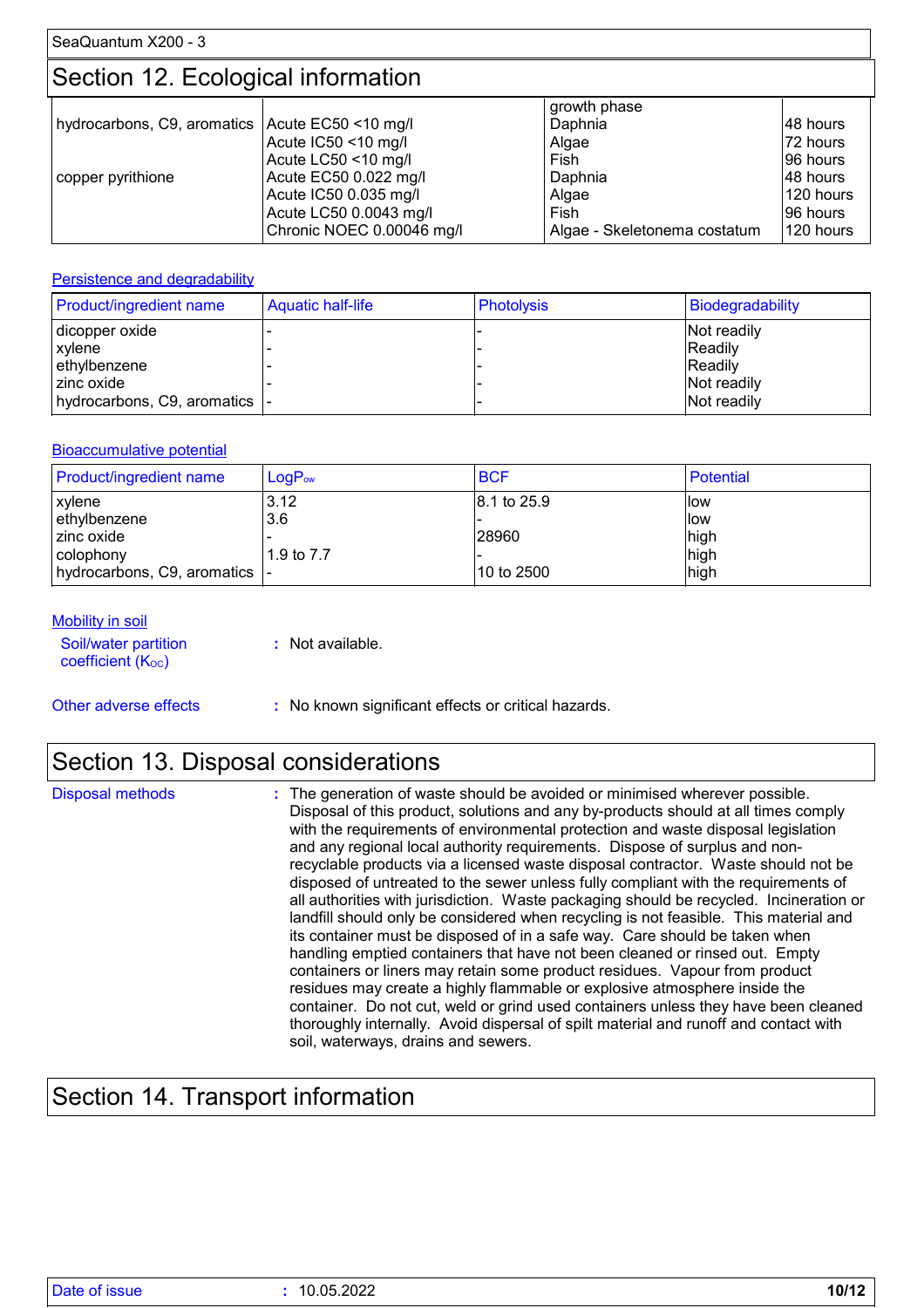## Section 12. Ecological information

| | | | |
|---|---|---|---|
| | | growth phase | |
| hydrocarbons, C9, aromatics | Acute EC50 <10 mg/l | Daphnia | 48 hours |
| | Acute IC50 <10 mg/l | Algae | 72 hours |
| | Acute LC50 <10 mg/l | Fish | 96 hours |
| copper pyrithione | Acute EC50 0.022 mg/l | Daphnia | 48 hours |
| | Acute IC50 0.035 mg/l | Algae | 120 hours |
| | Acute LC50 0.0043 mg/l | Fish | 96 hours |
| | Chronic NOEC 0.00046 mg/l | Algae - Skeletonema costatum | 120 hours |

### Persistence and degradability

| Product/ingredient name | Aquatic half-life | Photolysis | Biodegradability |
|---|---|---|---|
| dicopper oxide | - | - | Not readily |
| xylene | - | - | Readily |
| ethylbenzene | - | - | Readily |
| zinc oxide | - | - | Not readily |
| hydrocarbons, C9, aromatics | - | - | Not readily |

### Bioaccumulative potential

| Product/ingredient name | $LogP_{ow}$ | BCF | Potential |
|---|---|---|---|
| xylene | 3.12 | 8.1 to 25.9 | low |
| ethylbenzene | 3.6 | - | low |
| zinc oxide | - | 28960 | high |
| colophony | 1.9 to 7.7 | - | high |
| hydrocarbons, C9, aromatics | - | 10 to 2500 | high |

### Mobility in soil

**Soil/water partition coefficient ($K_{OC}$)** : Not available.

**Other adverse effects** : No known significant effects or critical hazards.

## Section 13. Disposal considerations

**Disposal methods** : The generation of waste should be avoided or minimised wherever possible. Disposal of this product, solutions and any by-products should at all times comply with the requirements of environmental protection and waste disposal legislation and any regional local authority requirements. Dispose of surplus and non-recyclable products via a licensed waste disposal contractor. Waste should not be disposed of untreated to the sewer unless fully compliant with the requirements of all authorities with jurisdiction. Waste packaging should be recycled. Incineration or landfill should only be considered when recycling is not feasible. This material and its container must be disposed of in a safe way. Care should be taken when handling emptied containers that have not been cleaned or rinsed out. Empty containers or liners may retain some product residues. Vapour from product residues may create a highly flammable or explosive atmosphere inside the container. Do not cut, weld or grind used containers unless they have been cleaned thoroughly internally. Avoid dispersal of spilt material and runoff and contact with soil, waterways, drains and sewers.

## Section 14. Transport information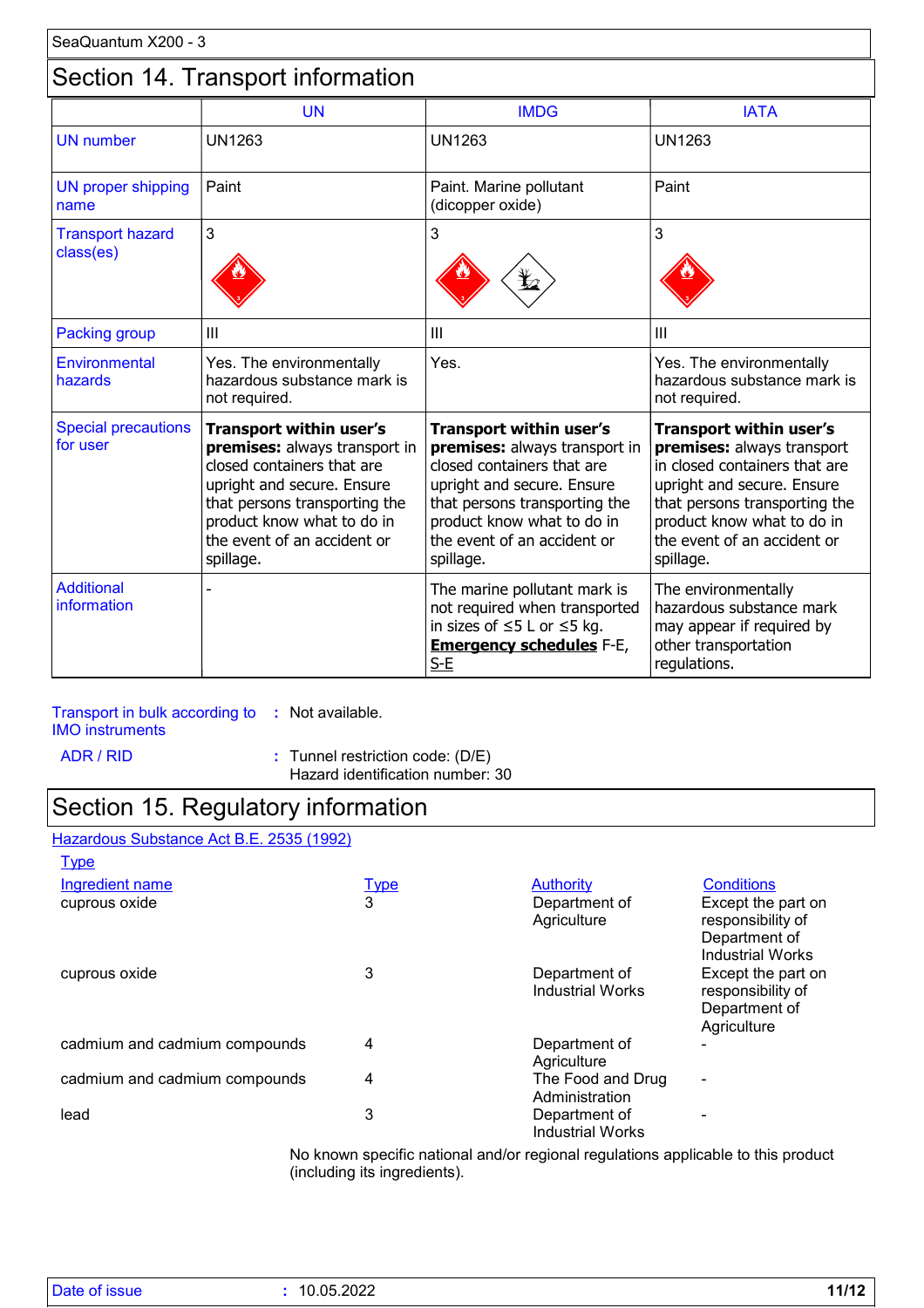## Section 14. Transport information

| | UN | IMDG | IATA |
|---|---|---|---|
| UN number | UN1263 | UN1263 | UN1263 |
| UN proper shipping name | Paint | Paint. Marine pollutant (dicopper oxide) | Paint |
| Transport hazard class(es) | 3 | 3 | 3 |
| Packing group | III | III | III |
| Environmental hazards | Yes. The environmentally hazardous substance mark is not required. | Yes. | Yes. The environmentally hazardous substance mark is not required. |
| Special precautions for user | **Transport within user's premises:** always transport in closed containers that are upright and secure. Ensure that persons transporting the product know what to do in the event of an accident or spillage. | **Transport within user's premises:** always transport in closed containers that are upright and secure. Ensure that persons transporting the product know what to do in the event of an accident or spillage. | **Transport within user's premises:** always transport in closed containers that are upright and secure. Ensure that persons transporting the product know what to do in the event of an accident or spillage. |
| Additional information | - | The marine pollutant mark is not required when transported in sizes of ≤5 L or ≤5 kg. **Emergency schedules** F-E, S-E | The environmentally hazardous substance mark may appear if required by other transportation regulations. |

**Transport in bulk according to IMO instruments** : Not available.

**ADR / RID** : Tunnel restriction code: (D/E)
Hazard identification number: 30

## Section 15. Regulatory information

**Hazardous Substance Act B.E. 2535 (1992)**

Type

| Ingredient name | Type | Authority | Conditions |
|---|---|---|---|
| cuprous oxide | 3 | Department of Agriculture | Except the part on responsibility of Department of Industrial Works |
| cuprous oxide | 3 | Department of Industrial Works | Except the part on responsibility of Department of Agriculture |
| cadmium and cadmium compounds | 4 | Department of Agriculture | - |
| cadmium and cadmium compounds | 4 | The Food and Drug Administration | - |
| lead | 3 | Department of Industrial Works | - |

No known specific national and/or regional regulations applicable to this product (including its ingredients).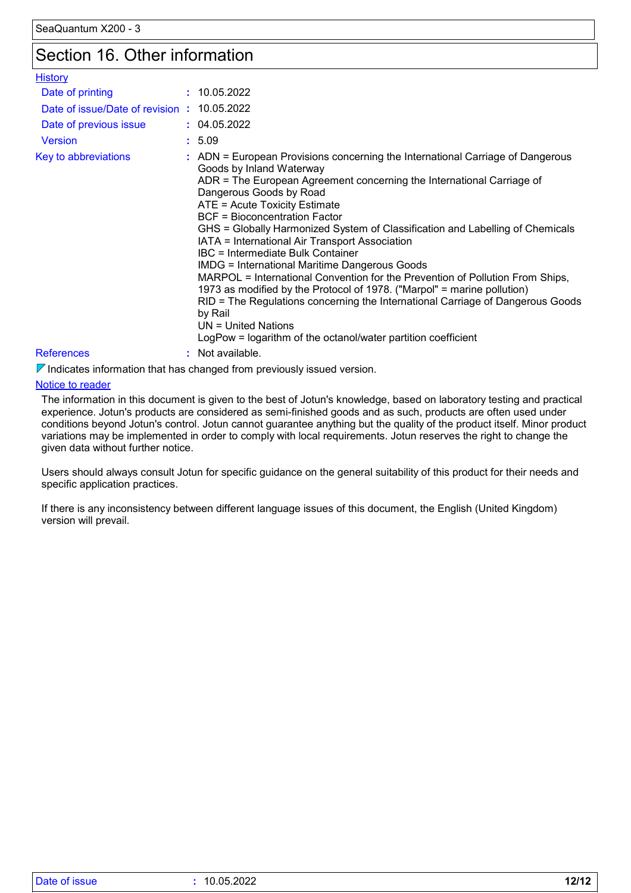# Section 16. Other information

**History**

| | |
|---|---|
| Date of printing | 10.05.2022 |
| Date of issue/Date of revision | 10.05.2022 |
| Date of previous issue | 04.05.2022 |
| Version | 5.09 |

**Key to abbreviations** :

ADN = European Provisions concerning the International Carriage of Dangerous Goods by Inland Waterway
ADR = The European Agreement concerning the International Carriage of Dangerous Goods by Road
ATE = Acute Toxicity Estimate
BCF = Bioconcentration Factor
GHS = Globally Harmonized System of Classification and Labelling of Chemicals
IATA = International Air Transport Association
IBC = Intermediate Bulk Container
IMDG = International Maritime Dangerous Goods
MARPOL = International Convention for the Prevention of Pollution From Ships, 1973 as modified by the Protocol of 1978. ("Marpol" = marine pollution)
RID = The Regulations concerning the International Carriage of Dangerous Goods by Rail
UN = United Nations
LogPow = logarithm of the octanol/water partition coefficient

**References** : Not available.

Indicates information that has changed from previously issued version.

**Notice to reader**

The information in this document is given to the best of Jotun's knowledge, based on laboratory testing and practical experience. Jotun's products are considered as semi-finished goods and as such, products are often used under conditions beyond Jotun's control. Jotun cannot guarantee anything but the quality of the product itself. Minor product variations may be implemented in order to comply with local requirements. Jotun reserves the right to change the given data without further notice.

Users should always consult Jotun for specific guidance on the general suitability of this product for their needs and specific application practices.

If there is any inconsistency between different language issues of this document, the English (United Kingdom) version will prevail.